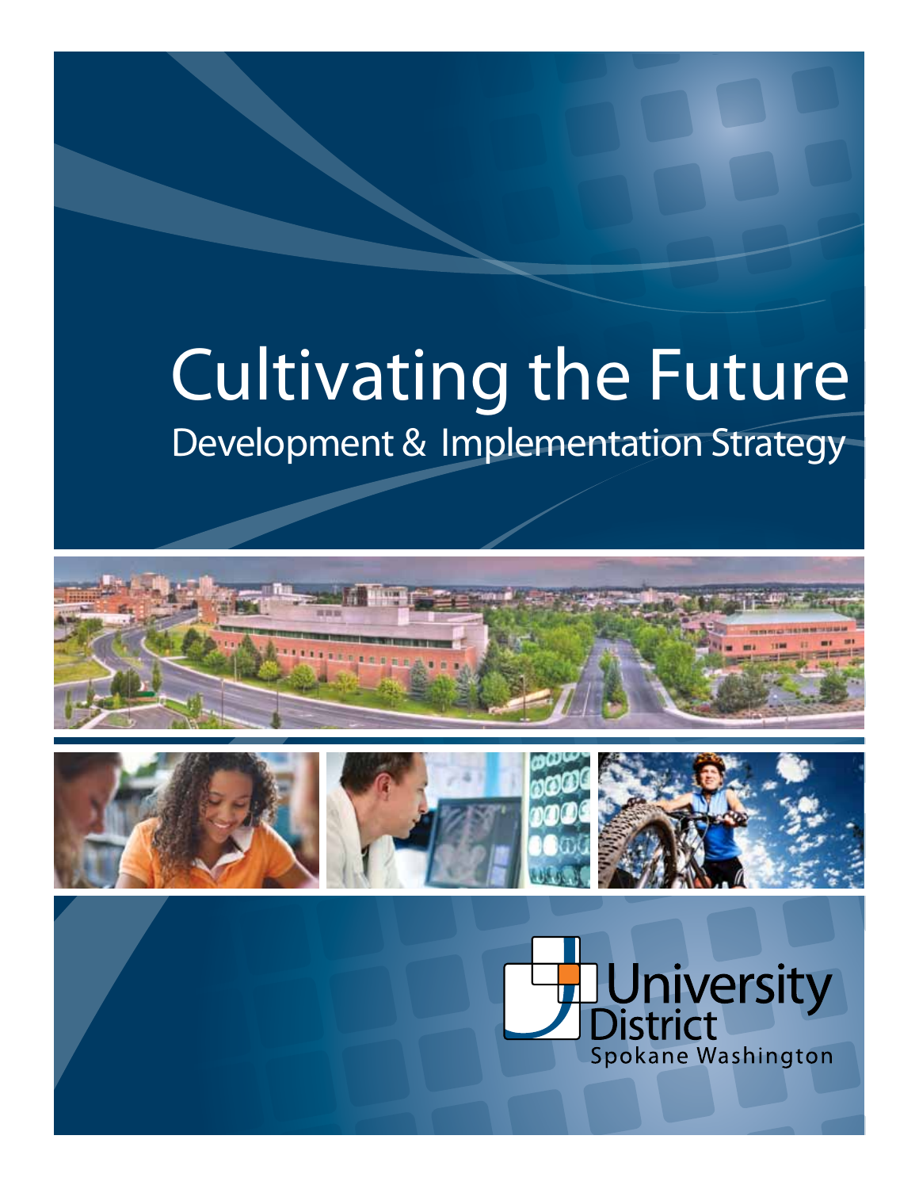# Cultivating the Future

## Development & Implementation Strategy

University District

Spokane Washington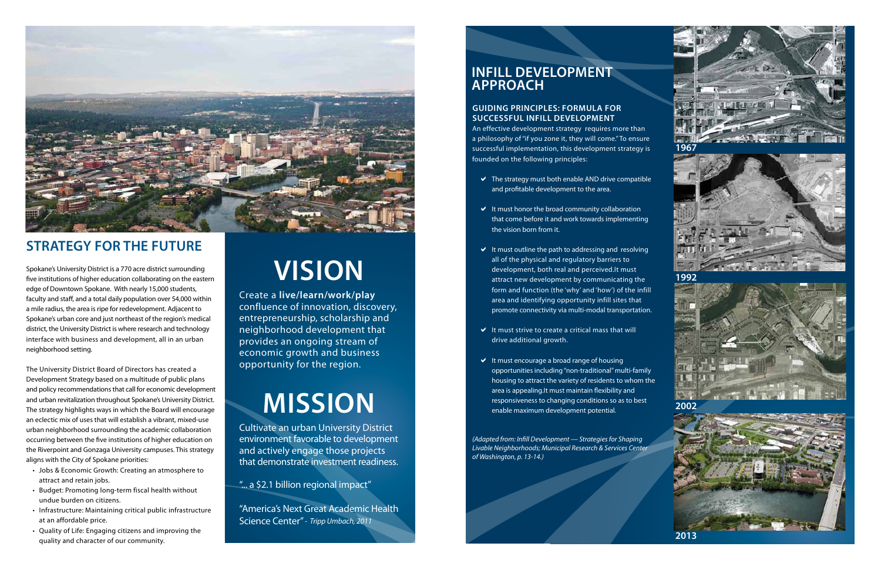## STRATEGY FOR THE FUTURE

Spokane's University District is a 770 acre district surrounding five institutions of higher education collaborating on the eastern edge of Downtown Spokane. With nearly 15,000 students, faculty and staff, and a total daily population over 54,000 within a mile radius, the area is ripe for redevelopment. Adjacent to Spokane's urban core and just northeast of the region's medical district, the University District is where research and technology interface with business and development, all in an urban neighborhood setting.

The University District Board of Directors has created a Development Strategy based on a multitude of public plans and policy recommendations that call for economic development and urban revitalization throughout Spokane's University District. The strategy highlights ways in which the Board will encourage an eclectic mix of uses that will establish a vibrant, mixed-use urban neighborhood surrounding the academic collaboration occurring between the five institutions of higher education on the Riverpoint and Gonzaga University campuses. This strategy aligns with the City of Spokane priorities:

- Jobs & Economic Growth: Creating an atmosphere to attract and retain jobs.
- Budget: Promoting long-term fiscal health without undue burden on citizens.
- Infrastructure: Maintaining critical public infrastructure at an affordable price.
- Quality of Life: Engaging citizens and improving the quality and character of our community.

# VISION

Create a **live/learn/work/play** confluence of innovation, discovery, entrepreneurship, scholarship and neighborhood development that provides an ongoing stream of economic growth and business opportunity for the region.

# MISSION

Cultivate an urban University District environment favorable to development and actively engage those projects that demonstrate investment readiness.

"... a $2.1 billion regional impact"

"America's Next Great Academic Health Science Center" - *Tripp Umbach, 2011*

## INFILL DEVELOPMENT APPROACH

### GUIDING PRINCIPLES: FORMULA FOR SUCCESSFUL INFILL DEVELOPMENT

An effective development strategy requires more than a philosophy of "if you zone it, they will come." To ensure successful implementation, this development strategy is founded on the following principles:

- ✔ The strategy must both enable AND drive compatible and profitable development to the area.
- ✔ It must honor the broad community collaboration that come before it and work towards implementing the vision born from it.
- ✔ It must outline the path to addressing and resolving all of the physical and regulatory barriers to development, both real and perceived.It must attract new development by communicating the form and function (the 'why' and 'how') of the infill area and identifying opportunity infill sites that promote connectivity via multi-modal transportation.
- ✔ It must strive to create a critical mass that will drive additional growth.
- ✔ It must encourage a broad range of housing opportunities including "non-traditional" multi-family housing to attract the variety of residents to whom the area is appealing.It must maintain flexibility and responsiveness to changing conditions so as to best enable maximum development potential.

*(Adapted from: Infill Development — Strategies for Shaping Livable Neighborhoods; Municipal Research & Services Center of Washington, p. 13-14.)*

1967

1992

2002

2013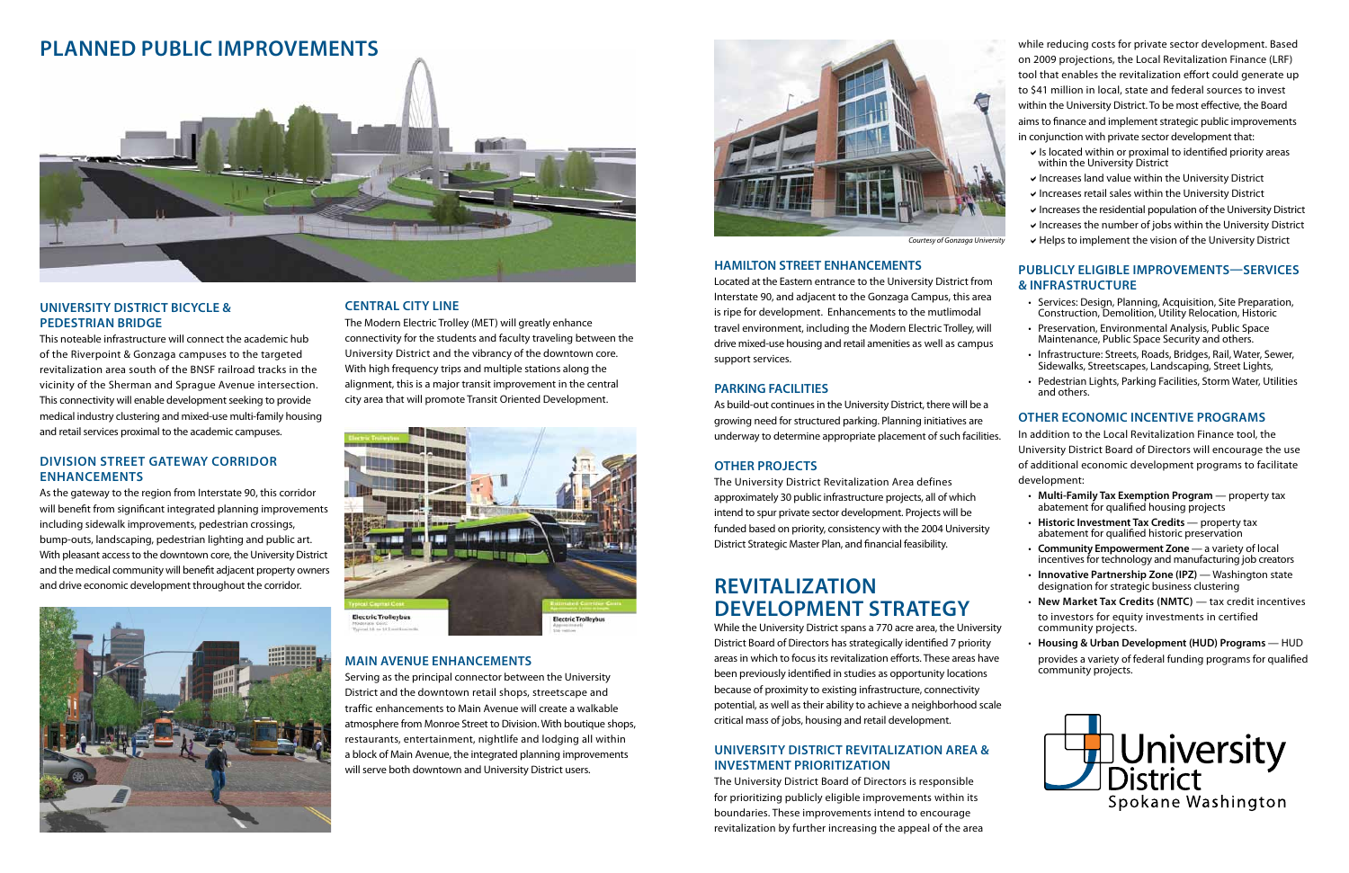# PLANNED PUBLIC IMPROVEMENTS

## UNIVERSITY DISTRICT BICYCLE & PEDESTRIAN BRIDGE

This noteable infrastructure will connect the academic hub of the Riverpoint & Gonzaga campuses to the targeted revitalization area south of the BNSF railroad tracks in the vicinity of the Sherman and Sprague Avenue intersection. This connectivity will enable development seeking to provide medical industry clustering and mixed-use multi-family housing and retail services proximal to the academic campuses.

## DIVISION STREET GATEWAY CORRIDOR ENHANCEMENTS

As the gateway to the region from Interstate 90, this corridor will benefit from significant integrated planning improvements including sidewalk improvements, pedestrian crossings, bump-outs, landscaping, pedestrian lighting and public art. With pleasant access to the downtown core, the University District and the medical community will benefit adjacent property owners and drive economic development throughout the corridor.

## CENTRAL CITY LINE

The Modern Electric Trolley (MET) will greatly enhance connectivity for the students and faculty traveling between the University District and the vibrancy of the downtown core. With high frequency trips and multiple stations along the alignment, this is a major transit improvement in the central city area that will promote Transit Oriented Development.

## MAIN AVENUE ENHANCEMENTS

Serving as the principal connector between the University District and the downtown retail shops, streetscape and traffic enhancements to Main Avenue will create a walkable atmosphere from Monroe Street to Division. With boutique shops, restaurants, entertainment, nightlife and lodging all within a block of Main Avenue, the integrated planning improvements will serve both downtown and University District users.

*Courtesy of Gonzaga University*

## HAMILTON STREET ENHANCEMENTS

Located at the Eastern entrance to the University District from Interstate 90, and adjacent to the Gonzaga Campus, this area is ripe for development. Enhancements to the mutlimodal travel environment, including the Modern Electric Trolley, will drive mixed-use housing and retail amenities as well as campus support services.

## PARKING FACILITIES

As build-out continues in the University District, there will be a growing need for structured parking. Planning initiatives are underway to determine appropriate placement of such facilities.

## OTHER PROJECTS

The University District Revitalization Area defines approximately 30 public infrastructure projects, all of which intend to spur private sector development. Projects will be funded based on priority, consistency with the 2004 University District Strategic Master Plan, and financial feasibility.

# REVITALIZATION DEVELOPMENT STRATEGY

While the University District spans a 770 acre area, the University District Board of Directors has strategically identified 7 priority areas in which to focus its revitalization efforts. These areas have been previously identified in studies as opportunity locations because of proximity to existing infrastructure, connectivity potential, as well as their ability to achieve a neighborhood scale critical mass of jobs, housing and retail development.

## UNIVERSITY DISTRICT REVITALIZATION AREA & INVESTMENT PRIORITIZATION

The University District Board of Directors is responsible for prioritizing publicly eligible improvements within its boundaries. These improvements intend to encourage revitalization by further increasing the appeal of the area while reducing costs for private sector development. Based on 2009 projections, the Local Revitalization Finance (LRF) tool that enables the revitalization effort could generate up to $41 million in local, state and federal sources to invest within the University District. To be most effective, the Board aims to finance and implement strategic public improvements in conjunction with private sector development that:

- ✔ Is located within or proximal to identified priority areas within the University District
- ✔ Increases land value within the University District
- ✔ Increases retail sales within the University District
- ✔ Increases the residential population of the University District
- ✔ Increases the number of jobs within the University District
- ✔ Helps to implement the vision of the University District

## PUBLICLY ELIGIBLE IMPROVEMENTS—SERVICES & INFRASTRUCTURE

- Services: Design, Planning, Acquisition, Site Preparation, Construction, Demolition, Utility Relocation, Historic
- Preservation, Environmental Analysis, Public Space Maintenance, Public Space Security and others.
- Infrastructure: Streets, Roads, Bridges, Rail, Water, Sewer, Sidewalks, Streetscapes, Landscaping, Street Lights,
- Pedestrian Lights, Parking Facilities, Storm Water, Utilities and others.

## OTHER ECONOMIC INCENTIVE PROGRAMS

In addition to the Local Revitalization Finance tool, the University District Board of Directors will encourage the use of additional economic development programs to facilitate development:

- **Multi-Family Tax Exemption Program** — property tax abatement for qualified housing projects
- **Historic Investment Tax Credits** — property tax abatement for qualified historic preservation
- **Community Empowerment Zone** — a variety of local incentives for technology and manufacturing job creators
- **Innovative Partnership Zone (IPZ)** — Washington state designation for strategic business clustering
- **New Market Tax Credits (NMTC)** — tax credit incentives to investors for equity investments in certified community projects.
- **Housing & Urban Development (HUD) Programs** — HUD provides a variety of federal funding programs for qualified community projects.

University District
Spokane Washington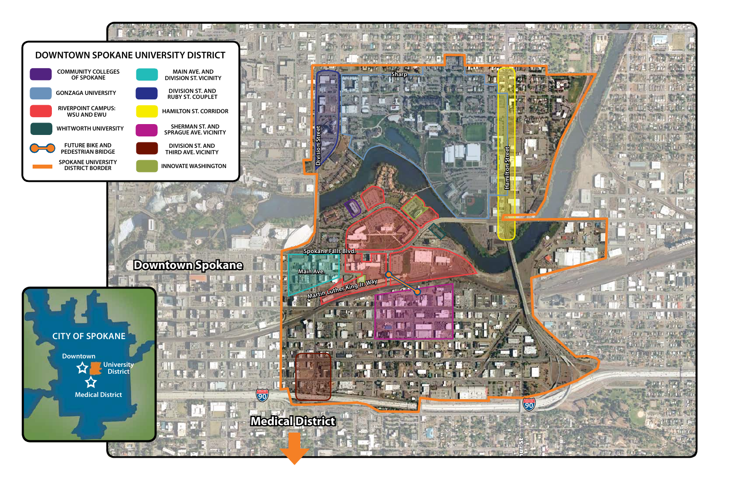# DOWNTOWN SPOKANE UNIVERSITY DISTRICT

- COMMUNITY COLLEGES OF SPOKANE
- GONZAGA UNIVERSITY
- RIVERPOINT CAMPUS: WSU AND EWU
- WHITWORTH UNIVERSITY
- FUTURE BIKE AND PEDESTRIAN BRIDGE
- SPOKANE UNIVERSITY DISTRICT BORDER
- MAIN AVE. AND DIVISION ST. VICINITY
- DIVISION ST. AND RUBY ST. COUPLET
- HAMILTON ST. CORRIDOR
- SHERMAN ST. AND SPRAGUE AVE. VICINITY
- DIVISION ST. AND THIRD AVE. VICINITY
- INNOVATE WASHINGTON

Sharp

Division Street

Hamilton Street

Spokane Falls Blvd.

Main Ave.

Martin Luther King Jr. Way

Downtown Spokane

Medical District

90

CITY OF SPOKANE

Downtown

University District

Medical District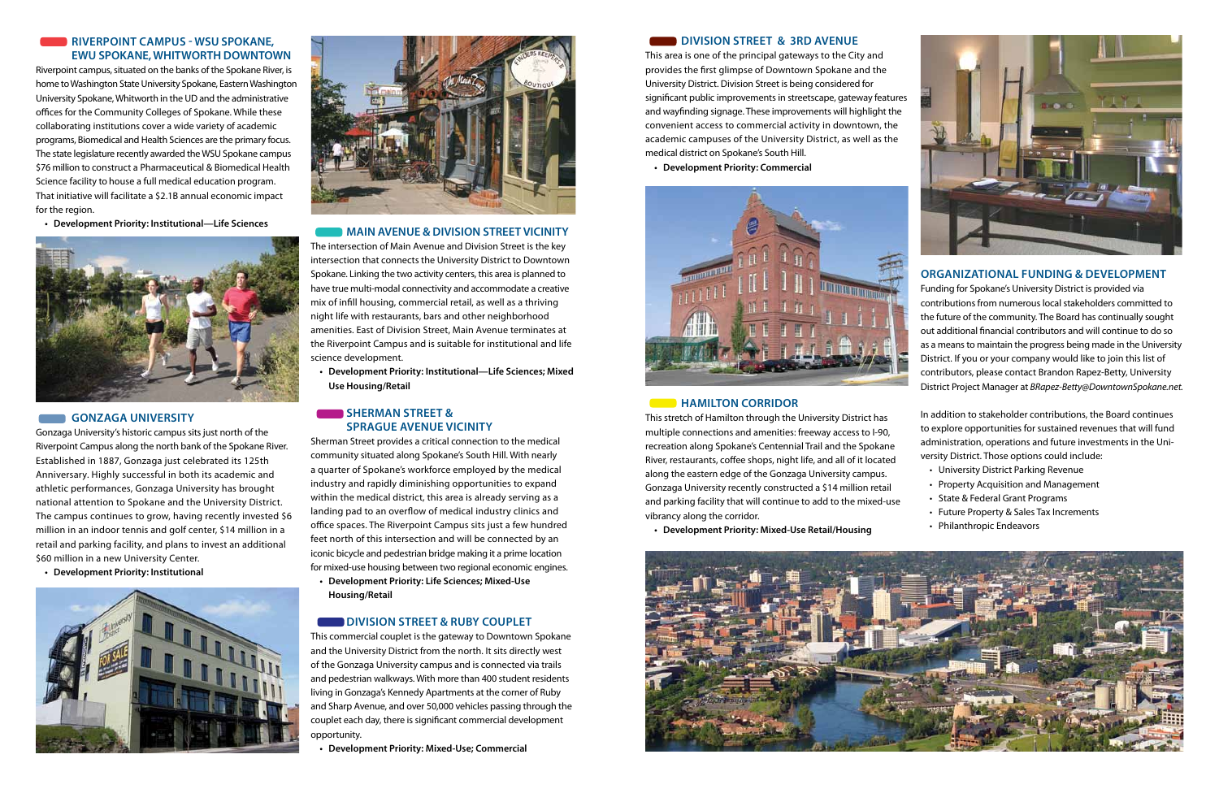## RIVERPOINT CAMPUS - WSU SPOKANE, EWU SPOKANE, WHITWORTH DOWNTOWN

Riverpoint campus, situated on the banks of the Spokane River, is home to Washington State University Spokane, Eastern Washington University Spokane, Whitworth in the UD and the administrative offices for the Community Colleges of Spokane. While these collaborating institutions cover a wide variety of academic programs, Biomedical and Health Sciences are the primary focus. The state legislature recently awarded the WSU Spokane campus $76 million to construct a Pharmaceutical & Biomedical Health Science facility to house a full medical education program. That initiative will facilitate a $2.1B annual economic impact for the region.

- **Development Priority: Institutional—Life Sciences**

## GONZAGA UNIVERSITY

Gonzaga University's historic campus sits just north of the Riverpoint Campus along the north bank of the Spokane River. Established in 1887, Gonzaga just celebrated its 125th Anniversary. Highly successful in both its academic and athletic performances, Gonzaga University has brought national attention to Spokane and the University District. The campus continues to grow, having recently invested $6 million in an indoor tennis and golf center, $14 million in a retail and parking facility, and plans to invest an additional $60 million in a new University Center.

- **Development Priority: Institutional**

## MAIN AVENUE & DIVISION STREET VICINITY

The intersection of Main Avenue and Division Street is the key intersection that connects the University District to Downtown Spokane. Linking the two activity centers, this area is planned to have true multi-modal connectivity and accommodate a creative mix of infill housing, commercial retail, as well as a thriving night life with restaurants, bars and other neighborhood amenities. East of Division Street, Main Avenue terminates at the Riverpoint Campus and is suitable for institutional and life science development.

- **Development Priority: Institutional—Life Sciences; Mixed Use Housing/Retail**

## SHERMAN STREET & SPRAGUE AVENUE VICINITY

Sherman Street provides a critical connection to the medical community situated along Spokane's South Hill. With nearly a quarter of Spokane's workforce employed by the medical industry and rapidly diminishing opportunities to expand within the medical district, this area is already serving as a landing pad to an overflow of medical industry clinics and office spaces. The Riverpoint Campus sits just a few hundred feet north of this intersection and will be connected by an iconic bicycle and pedestrian bridge making it a prime location for mixed-use housing between two regional economic engines.

- **Development Priority: Life Sciences; Mixed-Use Housing/Retail**

## DIVISION STREET & RUBY COUPLET

This commercial couplet is the gateway to Downtown Spokane and the University District from the north. It sits directly west of the Gonzaga University campus and is connected via trails and pedestrian walkways. With more than 400 student residents living in Gonzaga's Kennedy Apartments at the corner of Ruby and Sharp Avenue, and over 50,000 vehicles passing through the couplet each day, there is significant commercial development opportunity.

- **Development Priority: Mixed-Use; Commercial**

## DIVISION STREET & 3RD AVENUE

This area is one of the principal gateways to the City and provides the first glimpse of Downtown Spokane and the University District. Division Street is being considered for significant public improvements in streetscape, gateway features and wayfinding signage. These improvements will highlight the convenient access to commercial activity in downtown, the academic campuses of the University District, as well as the medical district on Spokane's South Hill.

- **Development Priority: Commercial**

## HAMILTON CORRIDOR

This stretch of Hamilton through the University District has multiple connections and amenities: freeway access to I-90, recreation along Spokane's Centennial Trail and the Spokane River, restaurants, coffee shops, night life, and all of it located along the eastern edge of the Gonzaga University campus. Gonzaga University recently constructed a $14 million retail and parking facility that will continue to add to the mixed-use vibrancy along the corridor.

- **Development Priority: Mixed-Use Retail/Housing**

## ORGANIZATIONAL FUNDING & DEVELOPMENT

Funding for Spokane's University District is provided via contributions from numerous local stakeholders committed to the future of the community. The Board has continually sought out additional financial contributors and will continue to do so as a means to maintain the progress being made in the University District. If you or your company would like to join this list of contributors, please contact Brandon Rapez-Betty, University District Project Manager at *BRapez-Betty@DowntownSpokane.net.*

In addition to stakeholder contributions, the Board continues to explore opportunities for sustained revenues that will fund administration, operations and future investments in the University District. Those options could include:

- University District Parking Revenue
- Property Acquisition and Management
- State & Federal Grant Programs
- Future Property & Sales Tax Increments
- Philanthropic Endeavors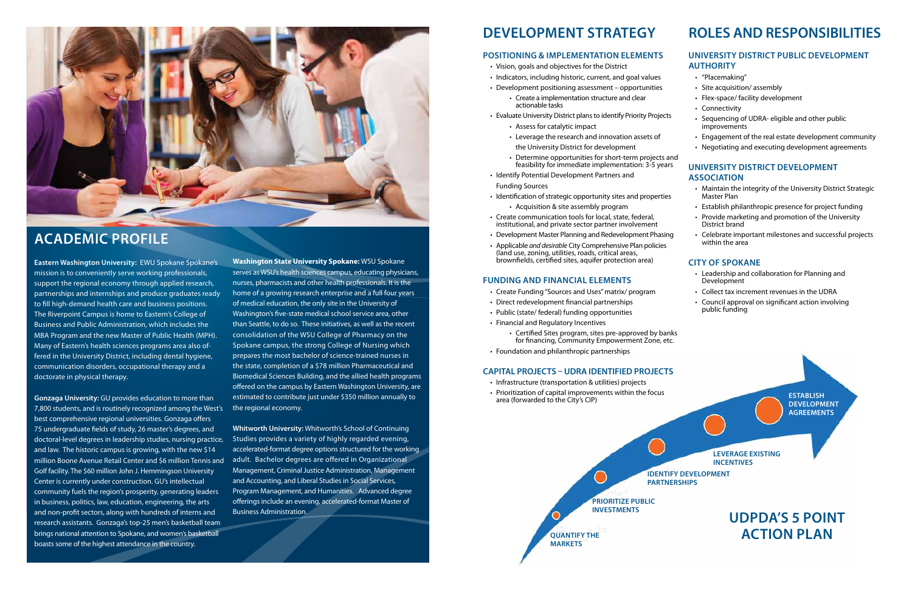## ACADEMIC PROFILE

**Eastern Washington University:** EWU Spokane Spokane's mission is to conveniently serve working professionals, support the regional economy through applied research, partnerships and internships and produce graduates ready to fill high-demand health care and business positions. The Riverpoint Campus is home to Eastern's College of Business and Public Administration, which includes the MBA Program and the new Master of Public Health (MPH). Many of Eastern's health sciences programs area also offered in the University District, including dental hygiene, communication disorders, occupational therapy and a doctorate in physical therapy.

**Gonzaga University:** GU provides education to more than 7,800 students, and is routinely recognized among the West's best comprehensive regional universities. Gonzaga offers 75 undergraduate fields of study, 26 master's degrees, and doctoral-level degrees in leadership studies, nursing practice, and law. The historic campus is growing, with the new $14 million Boone Avenue Retail Center and $6 million Tennis and Golf facility. The $60 million John J. Hemmingson University Center is currently under construction. GU's intellectual community fuels the region's prosperity, generating leaders in business, politics, law, education, engineering, the arts and non-profit sectors, along with hundreds of interns and research assistants. Gonzaga's top-25 men's basketball team brings national attention to Spokane, and women's basketball boasts some of the highest attendance in the country.

**Washington State University Spokane:** WSU Spokane serves as WSU's health sciences campus, educating physicians, nurses, pharmacists and other health professionals. It is the home of a growing research enterprise and a full four years of medical education, the only site in the University of Washington's five-state medical school service area, other than Seattle, to do so. These initiatives, as well as the recent consolidation of the WSU College of Pharmacy on the Spokane campus, the strong College of Nursing which prepares the most bachelor of science-trained nurses in the state, completion of a $78 million Pharmaceutical and Biomedical Sciences Building, and the allied health programs offered on the campus by Eastern Washington University, are estimated to contribute just under $350 million annually to the regional economy.

**Whitworth University:** Whitworth's School of Continuing Studies provides a variety of highly regarded evening, accelerated-format degree options structured for the working adult. Bachelor degrees are offered in Organizational Management, Criminal Justice Administration, Management and Accounting, and Liberal Studies in Social Services, Program Management, and Humanities. Advanced degree offerings include an evening, accelerated-format Master of Business Administration.

## DEVELOPMENT STRATEGY

### POSITIONING & IMPLEMENTATION ELEMENTS

- Vision, goals and objectives for the District
- Indicators, including historic, current, and goal values
- Development positioning assessment – opportunities
  - Create a implementation structure and clear actionable tasks
- Evaluate University District plans to identify Priority Projects
  - Assess for catalytic impact
  - Leverage the research and innovation assets of the University District for development
  - Determine opportunities for short-term projects and feasibility for immediate implementation: 3-5 years
- Identify Potential Development Partners and Funding Sources
- Identification of strategic opportunity sites and properties
  - Acquisition & site assembly program
- Create communication tools for local, state, federal, institutional, and private sector partner involvement
- Development Master Planning and Redevelopment Phasing
- Applicable *and desirable* City Comprehensive Plan policies (land use, zoning, utilities, roads, critical areas, brownfields, certified sites, aquifer protection area)

### FUNDING AND FINANCIAL ELEMENTS

- Create Funding "Sources and Uses" matrix/ program
- Direct redevelopment financial partnerships
- Public (state/ federal) funding opportunities
- Financial and Regulatory Incentives
  - Certified Sites program, sites pre-approved by banks for financing, Community Empowerment Zone, etc.
- Foundation and philanthropic partnerships

### CAPITAL PROJECTS – UDRA IDENTIFIED PROJECTS

- Infrastructure (transportation & utilities) projects
- Prioritization of capital improvements within the focus area (forwarded to the City's CIP)

## ROLES AND RESPONSIBILITIES

### UNIVERSITY DISTRICT PUBLIC DEVELOPMENT AUTHORITY

- "Placemaking"
- Site acquisition/ assembly
- Flex-space/ facility development
- Connectivity
- Sequencing of UDRA- eligible and other public improvements
- Engagement of the real estate development community
- Negotiating and executing development agreements

### UNIVERSITY DISTRICT DEVELOPMENT ASSOCIATION

- Maintain the integrity of the University District Strategic Master Plan
- Establish philanthropic presence for project funding
- Provide marketing and promotion of the University District brand
- Celebrate important milestones and successful projects within the area

### CITY OF SPOKANE

- Leadership and collaboration for Planning and Development
- Collect tax increment revenues in the UDRA
- Council approval on significant action involving public funding

## UDPDA'S 5 POINT ACTION PLAN

1. QUANTIFY THE MARKETS
2. PRIORITIZE PUBLIC INVESTMENTS
3. IDENTIFY DEVELOPMENT PARTNERSHIPS
4. LEVERAGE EXISTING INCENTIVES
5. ESTABLISH DEVELOPMENT AGREEMENTS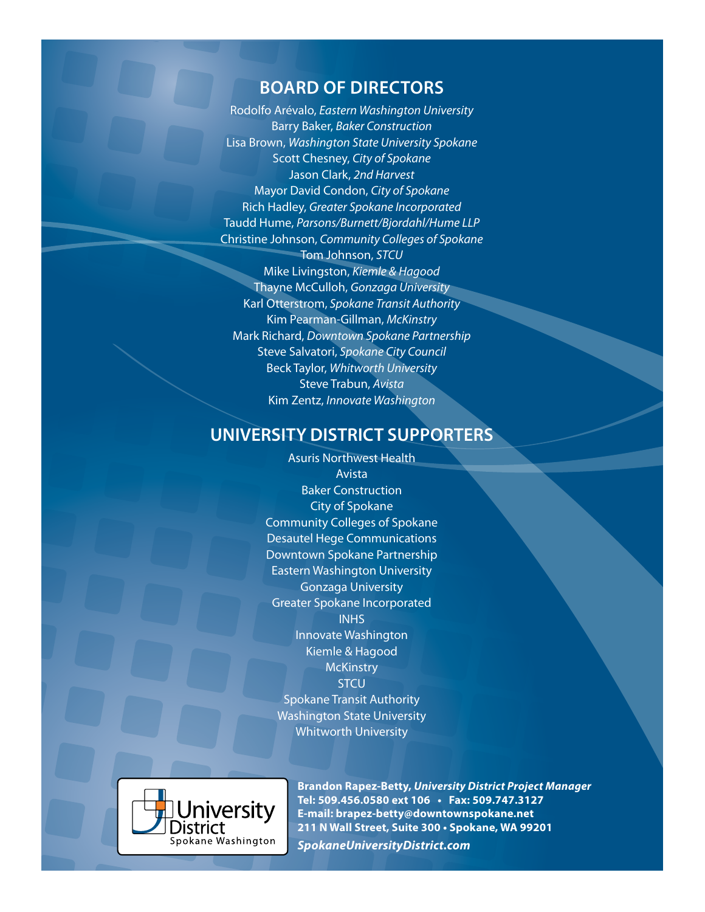## BOARD OF DIRECTORS

Rodolfo Arévalo, *Eastern Washington University*
Barry Baker, *Baker Construction*
Lisa Brown, *Washington State University Spokane*
Scott Chesney, *City of Spokane*
Jason Clark, *2nd Harvest*
Mayor David Condon, *City of Spokane*
Rich Hadley, *Greater Spokane Incorporated*
Taudd Hume, *Parsons/Burnett/Bjordahl/Hume LLP*
Christine Johnson, *Community Colleges of Spokane*
Tom Johnson, *STCU*
Mike Livingston, *Kiemle & Hagood*
Thayne McCulloh, *Gonzaga University*
Karl Otterstrom, *Spokane Transit Authority*
Kim Pearman-Gillman, *McKinstry*
Mark Richard, *Downtown Spokane Partnership*
Steve Salvatori, *Spokane City Council*
Beck Taylor, *Whitworth University*
Steve Trabun, *Avista*
Kim Zentz, *Innovate Washington*

## UNIVERSITY DISTRICT SUPPORTERS

Asuris Northwest Health
Avista
Baker Construction
City of Spokane
Community Colleges of Spokane
Desautel Hege Communications
Downtown Spokane Partnership
Eastern Washington University
Gonzaga University
Greater Spokane Incorporated
INHS
Innovate Washington
Kiemle & Hagood
McKinstry
STCU
Spokane Transit Authority
Washington State University
Whitworth University

University District
Spokane Washington

**Brandon Rapez-Betty, *University District Project Manager***
**Tel: 509.456.0580 ext 106 • Fax: 509.747.3127**
**E-mail: brapez-betty@downtownspokane.net**
**211 N Wall Street, Suite 300 • Spokane, WA 99201**
***SpokaneUniversityDistrict.com***